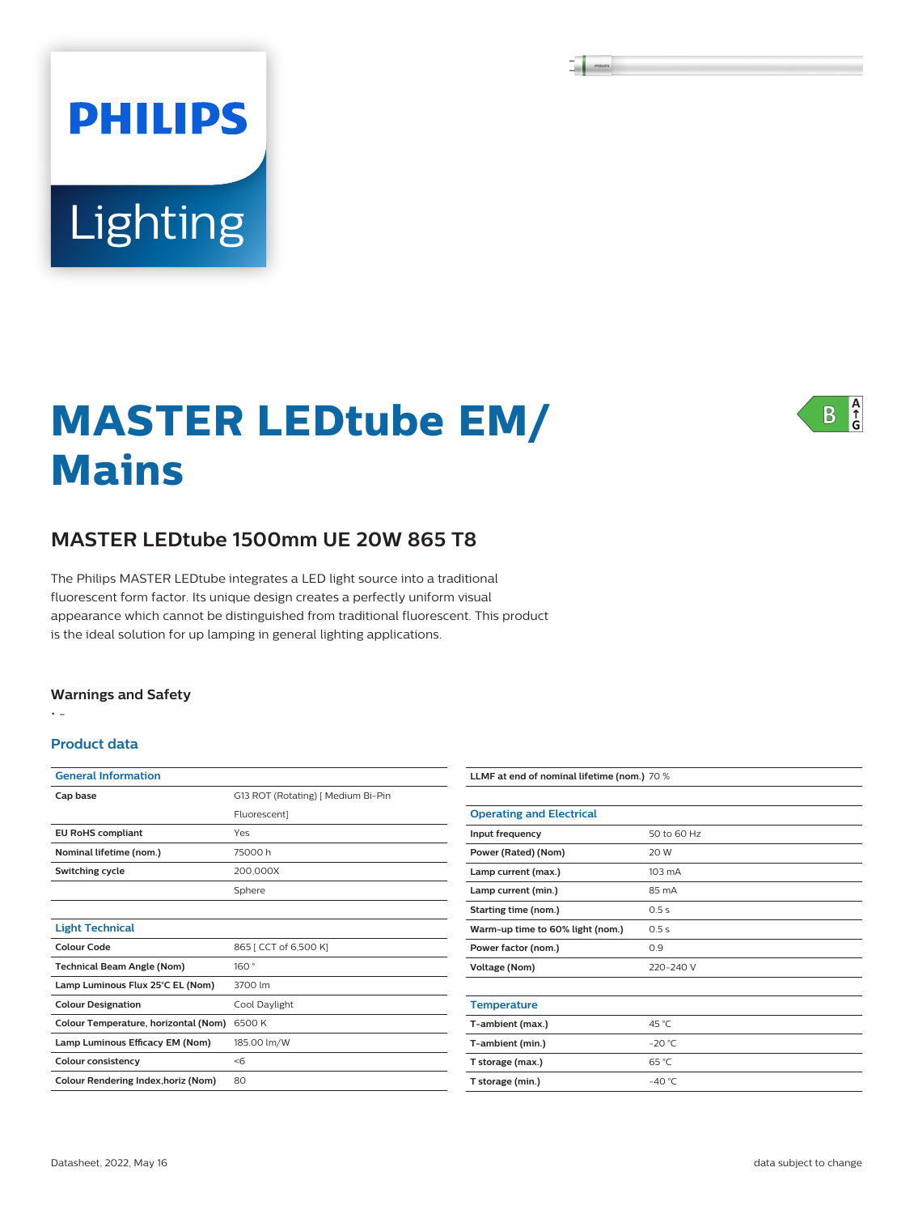# MASTER LEDtube EM/ Mains

## MASTER LEDtube 1500mm UE 20W 865 T8

The Philips MASTER LEDtube integrates a LED light source into a traditional fluorescent form factor. Its unique design creates a perfectly uniform visual appearance which cannot be distinguished from traditional fluorescent. This product is the ideal solution for up lamping in general lighting applications.

### Warnings and Safety

- -

### Product data

| General Information | |
|---|---|
| Cap base | G13 ROT (Rotating) [ Medium Bi-Pin Fluorescent] |
| EU RoHS compliant | Yes |
| Nominal lifetime (nom.) | 75000 h |
| Switching cycle | 200,000X |
| | Sphere |

| Light Technical | |
|---|---|
| Colour Code | 865 [ CCT of 6,500 K] |
| Technical Beam Angle (Nom) | 160 ° |
| Lamp Luminous Flux 25°C EL (Nom) | 3700 lm |
| Colour Designation | Cool Daylight |
| Colour Temperature, horizontal (Nom) | 6500 K |
| Lamp Luminous Efficacy EM (Nom) | 185.00 lm/W |
| Colour consistency | <6 |
| Colour Rendering Index,horiz (Nom) | 80 |
| LLMF at end of nominal lifetime (nom.) | 70 % |

| Operating and Electrical | |
|---|---|
| Input frequency | 50 to 60 Hz |
| Power (Rated) (Nom) | 20 W |
| Lamp current (max.) | 103 mA |
| Lamp current (min.) | 85 mA |
| Starting time (nom.) | 0.5 s |
| Warm-up time to 60% light (nom.) | 0.5 s |
| Power factor (nom.) | 0.9 |
| Voltage (Nom) | 220-240 V |

| Temperature | |
|---|---|
| T-ambient (max.) | 45 °C |
| T-ambient (min.) | -20 °C |
| T storage (max.) | 65 °C |
| T storage (min.) | -40 °C |

Datasheet, 2022, May 16

data subject to change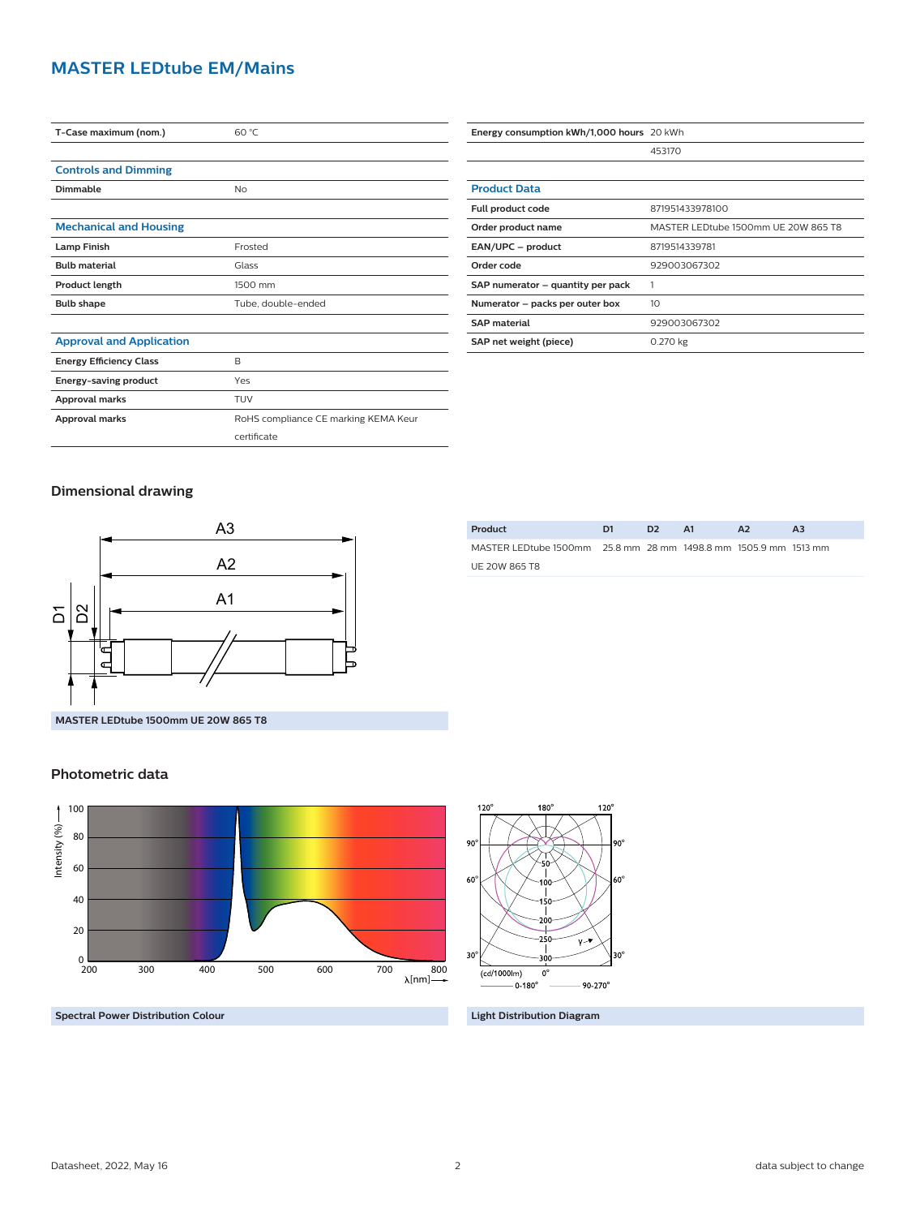# MASTER LEDtube EM/Mains

| | |
|---|---|
| **T-Case maximum (nom.)** | 60 °C |

| **Controls and Dimming** | |
|---|---|
| **Dimmable** | No |

| **Mechanical and Housing** | |
|---|---|
| **Lamp Finish** | Frosted |
| **Bulb material** | Glass |
| **Product length** | 1500 mm |
| **Bulb shape** | Tube, double-ended |

| **Approval and Application** | |
|---|---|
| **Energy Efficiency Class** | B |
| **Energy-saving product** | Yes |
| **Approval marks** | TUV |
| **Approval marks** | RoHS compliance CE marking KEMA Keur certificate |

| | |
|---|---|
| **Energy consumption kWh/1,000 hours** | 20 kWh |
| | 453170 |

| **Product Data** | |
|---|---|
| **Full product code** | 871951433978100 |
| **Order product name** | MASTER LEDtube 1500mm UE 20W 865 T8 |
| **EAN/UPC – product** | 8719514339781 |
| **Order code** | 929003067302 |
| **SAP numerator – quantity per pack** | 1 |
| **Numerator – packs per outer box** | 10 |
| **SAP material** | 929003067302 |
| **SAP net weight (piece)** | 0.270 kg |

## Dimensional drawing

MASTER LEDtube 1500mm UE 20W 865 T8

| Product | D1 | D2 | A1 | A2 | A3 |
|---|---|---|---|---|---|
| MASTER LEDtube 1500mm UE 20W 865 T8 | 25.8 mm | 28 mm | 1498.8 mm | 1505.9 mm | 1513 mm |

## Photometric data

Spectral Power Distribution Colour

Light Distribution Diagram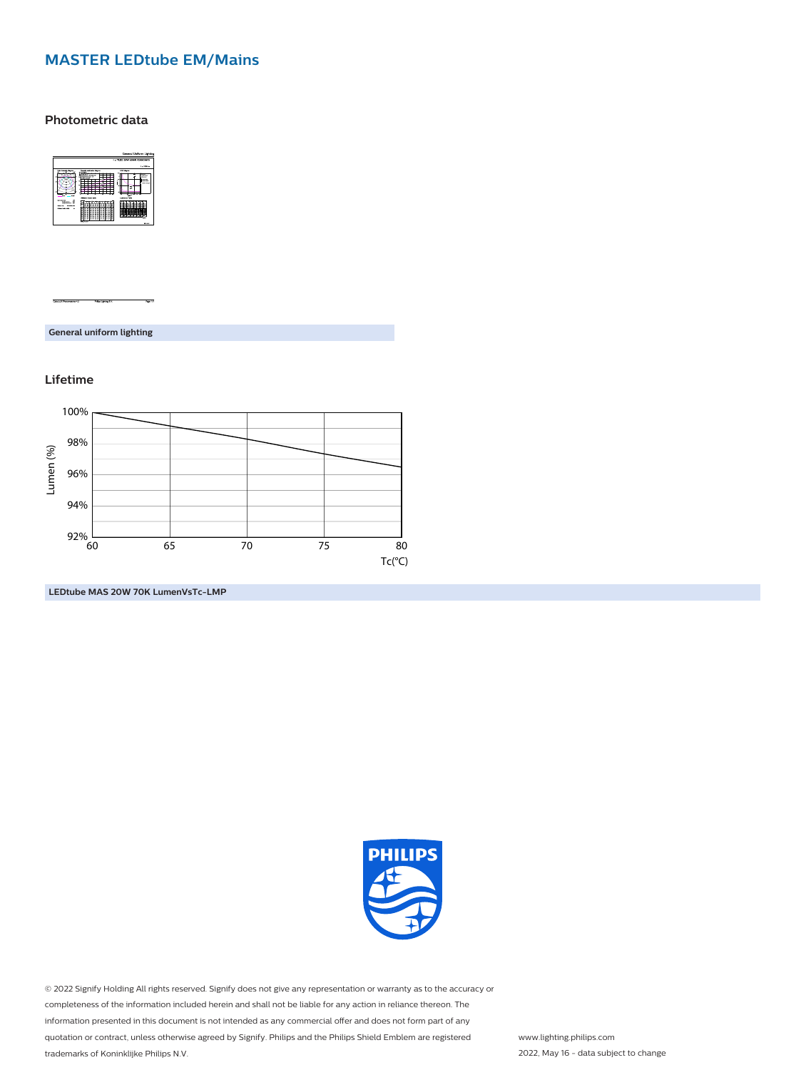# MASTER LEDtube EM/Mains

## Photometric data

General uniform lighting

## Lifetime

Lumen (%)

100%

98%

96%

94%

92%

60

65

70

75

80

Tc(°C)

LEDtube MAS 20W 70K LumenVsTc-LMP

© 2022 Signify Holding All rights reserved. Signify does not give any representation or warranty as to the accuracy or completeness of the information included herein and shall not be liable for any action in reliance thereon. The information presented in this document is not intended as any commercial offer and does not form part of any quotation or contract, unless otherwise agreed by Signify. Philips and the Philips Shield Emblem are registered trademarks of Koninklijke Philips N.V.

www.lighting.philips.com

2022, May 16 - data subject to change